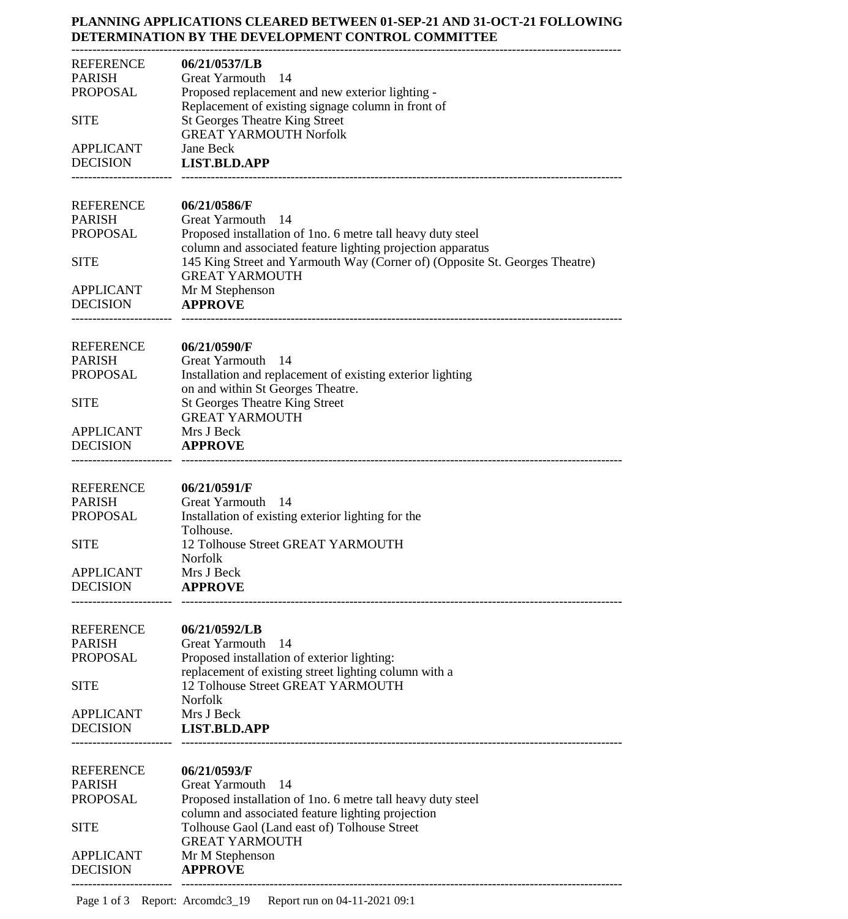**PLANNING APPLICATIONS CLEARED BETWEEN 01-SEP-21 AND 31-OCT-21 FOLLOWING DETERMINATION BY THE DEVELOPMENT CONTROL COMMITTEE**

---

| | |
|---|---|
| REFERENCE | **06/21/0537/LB** |
| PARISH | Great Yarmouth 14 |
| PROPOSAL | Proposed replacement and new exterior lighting - Replacement of existing signage column in front of |
| SITE | St Georges Theatre King Street GREAT YARMOUTH Norfolk |
| APPLICANT | Jane Beck |
| DECISION | **LIST.BLD.APP** |

---

| | |
|---|---|
| REFERENCE | **06/21/0586/F** |
| PARISH | Great Yarmouth 14 |
| PROPOSAL | Proposed installation of 1no. 6 metre tall heavy duty steel column and associated feature lighting projection apparatus |
| SITE | 145 King Street and Yarmouth Way (Corner of) (Opposite St. Georges Theatre) GREAT YARMOUTH |
| APPLICANT | Mr M Stephenson |
| DECISION | **APPROVE** |

---

| | |
|---|---|
| REFERENCE | **06/21/0590/F** |
| PARISH | Great Yarmouth 14 |
| PROPOSAL | Installation and replacement of existing exterior lighting on and within St Georges Theatre. |
| SITE | St Georges Theatre King Street GREAT YARMOUTH |
| APPLICANT | Mrs J Beck |
| DECISION | **APPROVE** |

---

| | |
|---|---|
| REFERENCE | **06/21/0591/F** |
| PARISH | Great Yarmouth 14 |
| PROPOSAL | Installation of existing exterior lighting for the Tolhouse. |
| SITE | 12 Tolhouse Street GREAT YARMOUTH Norfolk |
| APPLICANT | Mrs J Beck |
| DECISION | **APPROVE** |

---

| | |
|---|---|
| REFERENCE | **06/21/0592/LB** |
| PARISH | Great Yarmouth 14 |
| PROPOSAL | Proposed installation of exterior lighting: replacement of existing street lighting column with a |
| SITE | 12 Tolhouse Street GREAT YARMOUTH Norfolk |
| APPLICANT | Mrs J Beck |
| DECISION | **LIST.BLD.APP** |

---

| | |
|---|---|
| REFERENCE | **06/21/0593/F** |
| PARISH | Great Yarmouth 14 |
| PROPOSAL | Proposed installation of 1no. 6 metre tall heavy duty steel column and associated feature lighting projection |
| SITE | Tolhouse Gaol (Land east of) Tolhouse Street GREAT YARMOUTH |
| APPLICANT | Mr M Stephenson |
| DECISION | **APPROVE** |

---

Report: Arcomdc3_19 Report run on 04-11-2021 09:1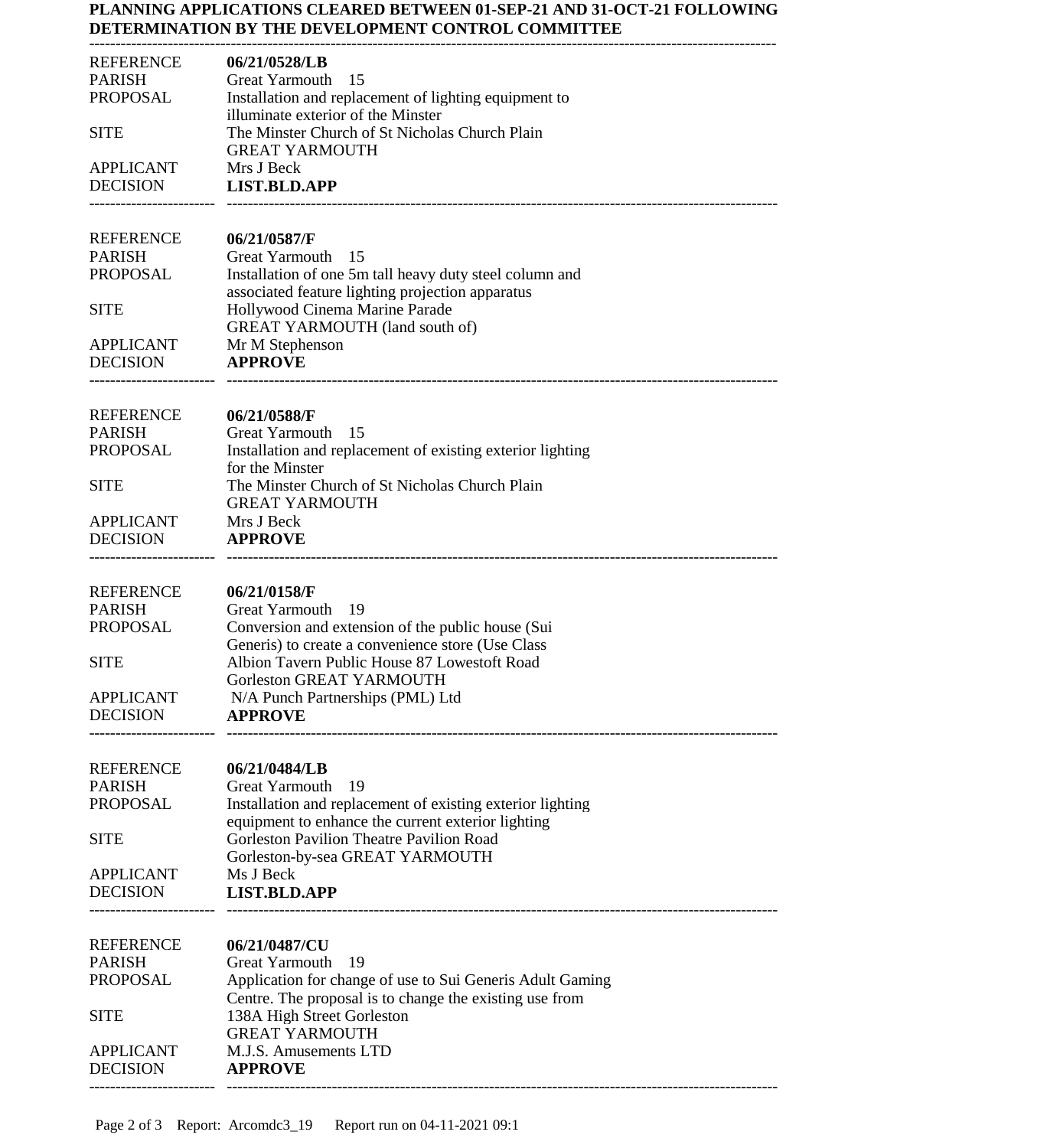**PLANNING APPLICATIONS CLEARED BETWEEN 01-SEP-21 AND 31-OCT-21 FOLLOWING DETERMINATION BY THE DEVELOPMENT CONTROL COMMITTEE**

---

| | |
|---|---|
| REFERENCE | **06/21/0528/LB** |
| PARISH | Great Yarmouth 15 |
| PROPOSAL | Installation and replacement of lighting equipment to illuminate exterior of the Minster |
| SITE | The Minster Church of St Nicholas Church Plain GREAT YARMOUTH |
| APPLICANT | Mrs J Beck |
| DECISION | **LIST.BLD.APP** |

---

| | |
|---|---|
| REFERENCE | **06/21/0587/F** |
| PARISH | Great Yarmouth 15 |
| PROPOSAL | Installation of one 5m tall heavy duty steel column and associated feature lighting projection apparatus |
| SITE | Hollywood Cinema Marine Parade GREAT YARMOUTH (land south of) |
| APPLICANT | Mr M Stephenson |
| DECISION | **APPROVE** |

---

| | |
|---|---|
| REFERENCE | **06/21/0588/F** |
| PARISH | Great Yarmouth 15 |
| PROPOSAL | Installation and replacement of existing exterior lighting for the Minster |
| SITE | The Minster Church of St Nicholas Church Plain GREAT YARMOUTH |
| APPLICANT | Mrs J Beck |
| DECISION | **APPROVE** |

---

| | |
|---|---|
| REFERENCE | **06/21/0158/F** |
| PARISH | Great Yarmouth 19 |
| PROPOSAL | Conversion and extension of the public house (Sui Generis) to create a convenience store (Use Class |
| SITE | Albion Tavern Public House 87 Lowestoft Road Gorleston GREAT YARMOUTH |
| APPLICANT | N/A Punch Partnerships (PML) Ltd |
| DECISION | **APPROVE** |

---

| | |
|---|---|
| REFERENCE | **06/21/0484/LB** |
| PARISH | Great Yarmouth 19 |
| PROPOSAL | Installation and replacement of existing exterior lighting equipment to enhance the current exterior lighting |
| SITE | Gorleston Pavilion Theatre Pavilion Road Gorleston-by-sea GREAT YARMOUTH |
| APPLICANT | Ms J Beck |
| DECISION | **LIST.BLD.APP** |

---

| | |
|---|---|
| REFERENCE | **06/21/0487/CU** |
| PARISH | Great Yarmouth 19 |
| PROPOSAL | Application for change of use to Sui Generis Adult Gaming Centre. The proposal is to change the existing use from |
| SITE | 138A High Street Gorleston GREAT YARMOUTH |
| APPLICANT | M.J.S. Amusements LTD |
| DECISION | **APPROVE** |

---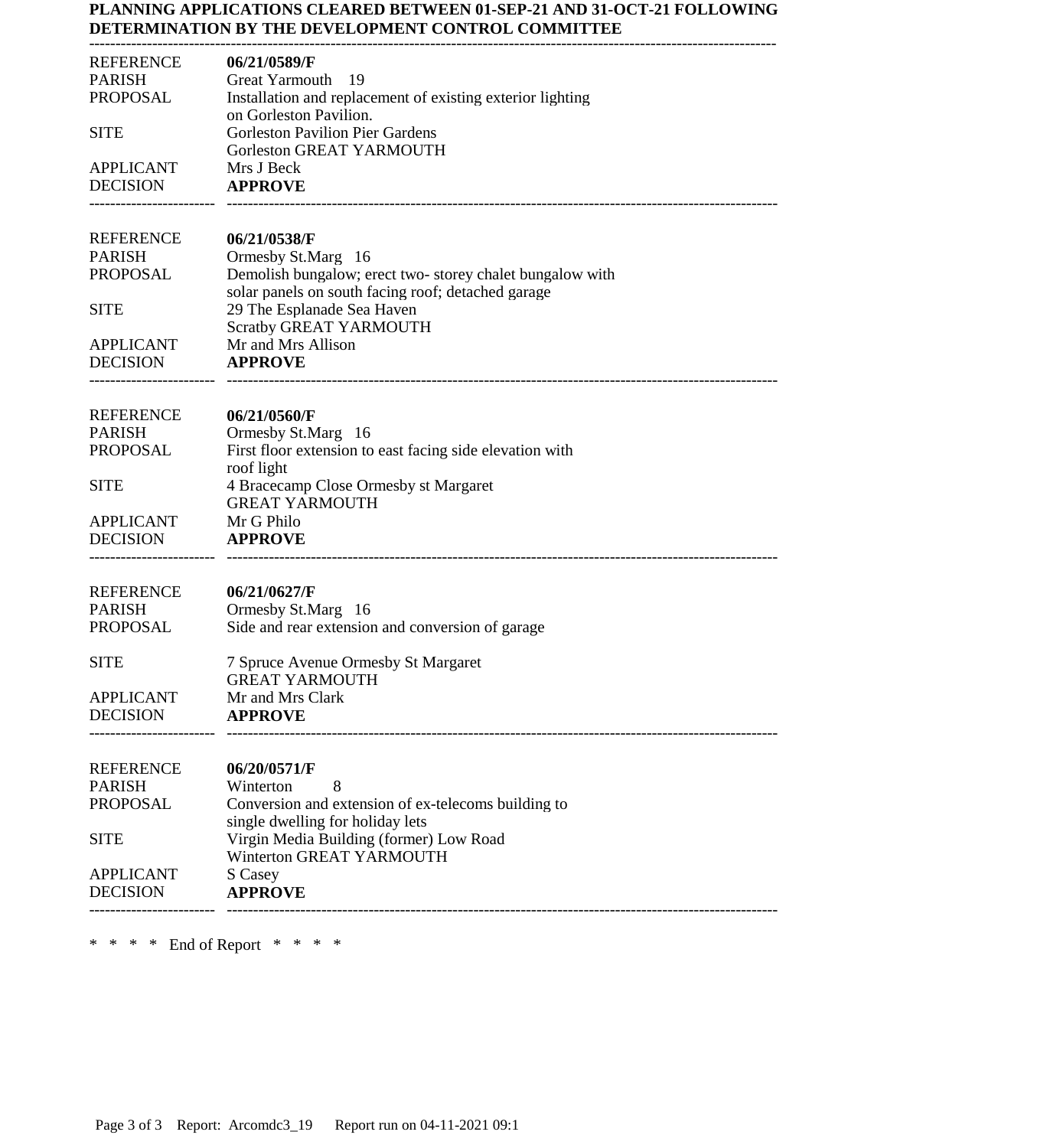**PLANNING APPLICATIONS CLEARED BETWEEN 01-SEP-21 AND 31-OCT-21 FOLLOWING DETERMINATION BY THE DEVELOPMENT CONTROL COMMITTEE**

| | |
|---|---|
| REFERENCE | **06/21/0589/F** |
| PARISH | Great Yarmouth 19 |
| PROPOSAL | Installation and replacement of existing exterior lighting on Gorleston Pavilion. |
| SITE | Gorleston Pavilion Pier Gardens Gorleston GREAT YARMOUTH |
| APPLICANT | Mrs J Beck |
| DECISION | **APPROVE** |

| | |
|---|---|
| REFERENCE | **06/21/0538/F** |
| PARISH | Ormesby St.Marg 16 |
| PROPOSAL | Demolish bungalow; erect two- storey chalet bungalow with solar panels on south facing roof; detached garage |
| SITE | 29 The Esplanade Sea Haven Scratby GREAT YARMOUTH |
| APPLICANT | Mr and Mrs Allison |
| DECISION | **APPROVE** |

| | |
|---|---|
| REFERENCE | **06/21/0560/F** |
| PARISH | Ormesby St.Marg 16 |
| PROPOSAL | First floor extension to east facing side elevation with roof light |
| SITE | 4 Bracecamp Close Ormesby st Margaret GREAT YARMOUTH |
| APPLICANT | Mr G Philo |
| DECISION | **APPROVE** |

| | |
|---|---|
| REFERENCE | **06/21/0627/F** |
| PARISH | Ormesby St.Marg 16 |
| PROPOSAL | Side and rear extension and conversion of garage |
| SITE | 7 Spruce Avenue Ormesby St Margaret GREAT YARMOUTH |
| APPLICANT | Mr and Mrs Clark |
| DECISION | **APPROVE** |

| | |
|---|---|
| REFERENCE | **06/20/0571/F** |
| PARISH | Winterton 8 |
| PROPOSAL | Conversion and extension of ex-telecoms building to single dwelling for holiday lets |
| SITE | Virgin Media Building (former) Low Road Winterton GREAT YARMOUTH |
| APPLICANT | S Casey |
| DECISION | **APPROVE** |

* * * * End of Report * * * *